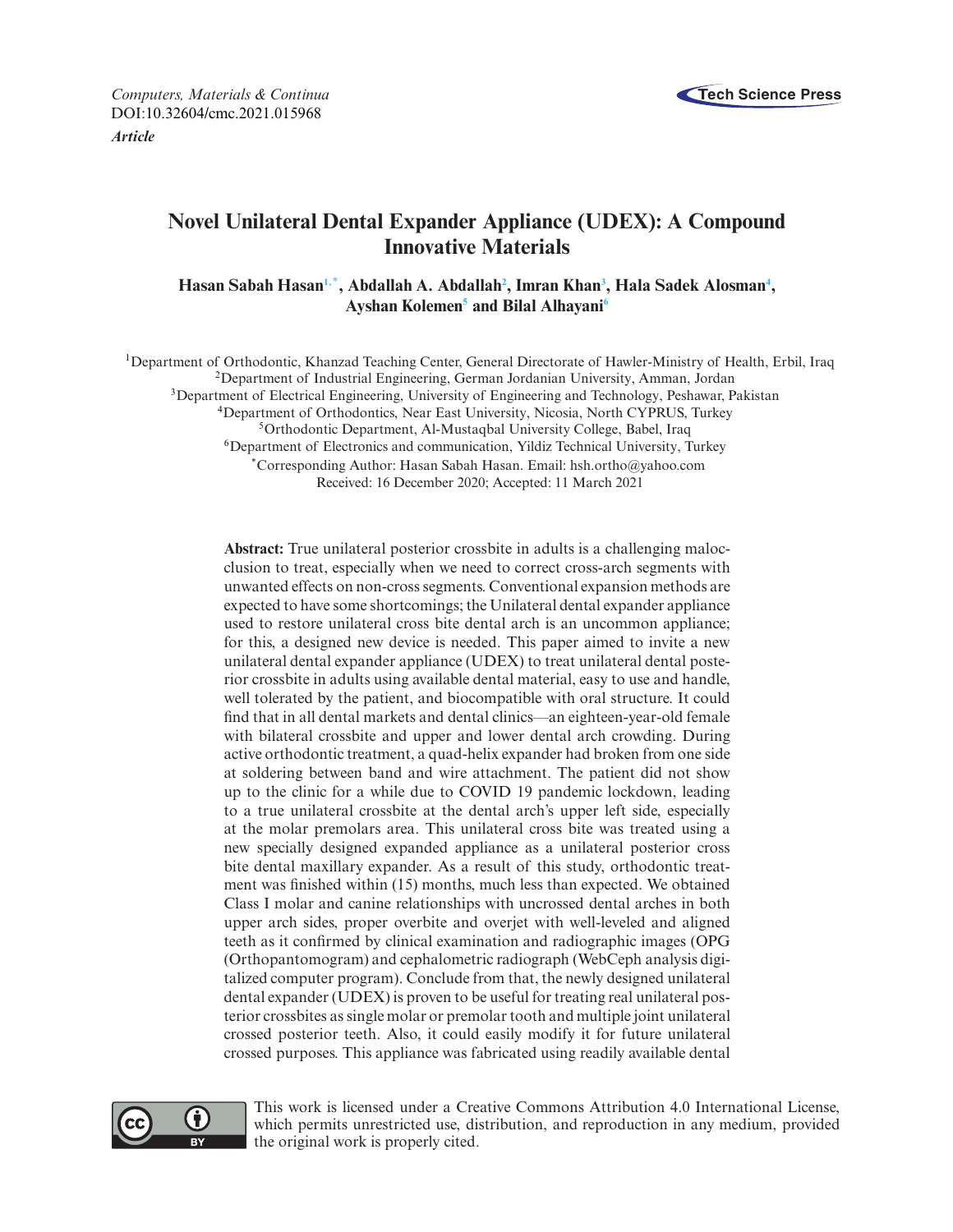*Computers, Materials & Continua*
DOI:10.32604/cmc.2021.015968
***Article***

# Novel Unilateral Dental Expander Appliance (UDEX): A Compound Innovative Materials

**Hasan Sabah Hasan[1,*], Abdallah A. Abdallah[2], Imran Khan[3], Hala Sadek Alosman[4], Ayshan Kolemen[5] and Bilal Alhayani[6]**

[1]Department of Orthodontic, Khanzad Teaching Center, General Directorate of Hawler-Ministry of Health, Erbil, Iraq
[2]Department of Industrial Engineering, German Jordanian University, Amman, Jordan
[3]Department of Electrical Engineering, University of Engineering and Technology, Peshawar, Pakistan
[4]Department of Orthodontics, Near East University, Nicosia, North CYPRUS, Turkey
[5]Orthodontic Department, Al-Mustaqbal University College, Babel, Iraq
[6]Department of Electronics and communication, Yildiz Technical University, Turkey
[*]Corresponding Author: Hasan Sabah Hasan. Email: hsh.ortho@yahoo.com
Received: 16 December 2020; Accepted: 11 March 2021

**Abstract:** True unilateral posterior crossbite in adults is a challenging malocclusion to treat, especially when we need to correct cross-arch segments with unwanted effects on non-cross segments. Conventional expansion methods are expected to have some shortcomings; the Unilateral dental expander appliance used to restore unilateral cross bite dental arch is an uncommon appliance; for this, a designed new device is needed. This paper aimed to invite a new unilateral dental expander appliance (UDEX) to treat unilateral dental posterior crossbite in adults using available dental material, easy to use and handle, well tolerated by the patient, and biocompatible with oral structure. It could find that in all dental markets and dental clinics—an eighteen-year-old female with bilateral crossbite and upper and lower dental arch crowding. During active orthodontic treatment, a quad-helix expander had broken from one side at soldering between band and wire attachment. The patient did not show up to the clinic for a while due to COVID 19 pandemic lockdown, leading to a true unilateral crossbite at the dental arch's upper left side, especially at the molar premolars area. This unilateral cross bite was treated using a new specially designed expanded appliance as a unilateral posterior cross bite dental maxillary expander. As a result of this study, orthodontic treatment was finished within (15) months, much less than expected. We obtained Class I molar and canine relationships with uncrossed dental arches in both upper arch sides, proper overbite and overjet with well-leveled and aligned teeth as it confirmed by clinical examination and radiographic images (OPG (Orthopantomogram) and cephalometric radiograph (WebCeph analysis digitalized computer program). Conclude from that, the newly designed unilateral dental expander (UDEX) is proven to be useful for treating real unilateral posterior crossbites as single molar or premolar tooth and multiple joint unilateral crossed posterior teeth. Also, it could easily modify it for future unilateral crossed purposes. This appliance was fabricated using readily available dental

This work is licensed under a Creative Commons Attribution 4.0 International License, which permits unrestricted use, distribution, and reproduction in any medium, provided the original work is properly cited.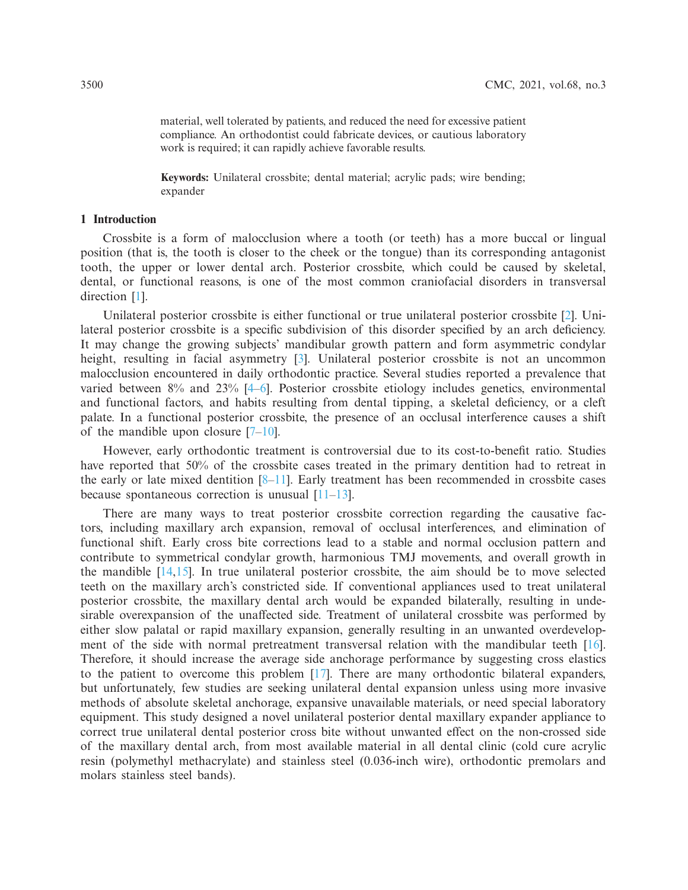material, well tolerated by patients, and reduced the need for excessive patient compliance. An orthodontist could fabricate devices, or cautious laboratory work is required; it can rapidly achieve favorable results.

**Keywords:** Unilateral crossbite; dental material; acrylic pads; wire bending; expander

## 1 Introduction

Crossbite is a form of malocclusion where a tooth (or teeth) has a more buccal or lingual position (that is, the tooth is closer to the cheek or the tongue) than its corresponding antagonist tooth, the upper or lower dental arch. Posterior crossbite, which could be caused by skeletal, dental, or functional reasons, is one of the most common craniofacial disorders in transversal direction [1].

Unilateral posterior crossbite is either functional or true unilateral posterior crossbite [2]. Unilateral posterior crossbite is a specific subdivision of this disorder specified by an arch deficiency. It may change the growing subjects' mandibular growth pattern and form asymmetric condylar height, resulting in facial asymmetry [3]. Unilateral posterior crossbite is not an uncommon malocclusion encountered in daily orthodontic practice. Several studies reported a prevalence that varied between 8% and 23% [4–6]. Posterior crossbite etiology includes genetics, environmental and functional factors, and habits resulting from dental tipping, a skeletal deficiency, or a cleft palate. In a functional posterior crossbite, the presence of an occlusal interference causes a shift of the mandible upon closure [7–10].

However, early orthodontic treatment is controversial due to its cost-to-benefit ratio. Studies have reported that 50% of the crossbite cases treated in the primary dentition had to retreat in the early or late mixed dentition [8–11]. Early treatment has been recommended in crossbite cases because spontaneous correction is unusual [11–13].

There are many ways to treat posterior crossbite correction regarding the causative factors, including maxillary arch expansion, removal of occlusal interferences, and elimination of functional shift. Early cross bite corrections lead to a stable and normal occlusion pattern and contribute to symmetrical condylar growth, harmonious TMJ movements, and overall growth in the mandible [14,15]. In true unilateral posterior crossbite, the aim should be to move selected teeth on the maxillary arch's constricted side. If conventional appliances used to treat unilateral posterior crossbite, the maxillary dental arch would be expanded bilaterally, resulting in undesirable overexpansion of the unaffected side. Treatment of unilateral crossbite was performed by either slow palatal or rapid maxillary expansion, generally resulting in an unwanted overdevelopment of the side with normal pretreatment transversal relation with the mandibular teeth [16]. Therefore, it should increase the average side anchorage performance by suggesting cross elastics to the patient to overcome this problem [17]. There are many orthodontic bilateral expanders, but unfortunately, few studies are seeking unilateral dental expansion unless using more invasive methods of absolute skeletal anchorage, expansive unavailable materials, or need special laboratory equipment. This study designed a novel unilateral posterior dental maxillary expander appliance to correct true unilateral dental posterior cross bite without unwanted effect on the non-crossed side of the maxillary dental arch, from most available material in all dental clinic (cold cure acrylic resin (polymethyl methacrylate) and stainless steel (0.036-inch wire), orthodontic premolars and molars stainless steel bands).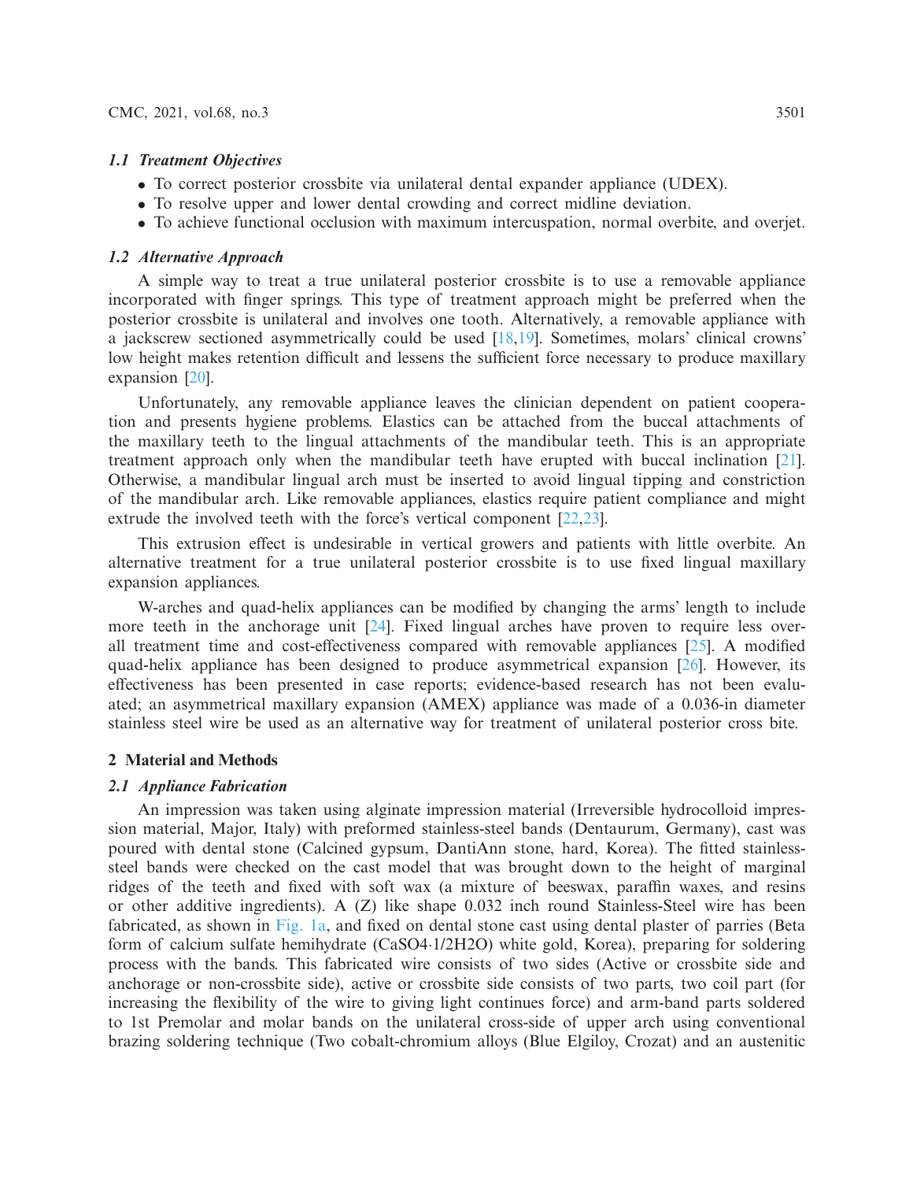### 1.1 Treatment Objectives

- To correct posterior crossbite via unilateral dental expander appliance (UDEX).
- To resolve upper and lower dental crowding and correct midline deviation.
- To achieve functional occlusion with maximum intercuspation, normal overbite, and overjet.

### 1.2 Alternative Approach

A simple way to treat a true unilateral posterior crossbite is to use a removable appliance incorporated with finger springs. This type of treatment approach might be preferred when the posterior crossbite is unilateral and involves one tooth. Alternatively, a removable appliance with a jackscrew sectioned asymmetrically could be used [18,19]. Sometimes, molars' clinical crowns' low height makes retention difficult and lessens the sufficient force necessary to produce maxillary expansion [20].

Unfortunately, any removable appliance leaves the clinician dependent on patient cooperation and presents hygiene problems. Elastics can be attached from the buccal attachments of the maxillary teeth to the lingual attachments of the mandibular teeth. This is an appropriate treatment approach only when the mandibular teeth have erupted with buccal inclination [21]. Otherwise, a mandibular lingual arch must be inserted to avoid lingual tipping and constriction of the mandibular arch. Like removable appliances, elastics require patient compliance and might extrude the involved teeth with the force's vertical component [22,23].

This extrusion effect is undesirable in vertical growers and patients with little overbite. An alternative treatment for a true unilateral posterior crossbite is to use fixed lingual maxillary expansion appliances.

W-arches and quad-helix appliances can be modified by changing the arms' length to include more teeth in the anchorage unit [24]. Fixed lingual arches have proven to require less overall treatment time and cost-effectiveness compared with removable appliances [25]. A modified quad-helix appliance has been designed to produce asymmetrical expansion [26]. However, its effectiveness has been presented in case reports; evidence-based research has not been evaluated; an asymmetrical maxillary expansion (AMEX) appliance was made of a 0.036-in diameter stainless steel wire be used as an alternative way for treatment of unilateral posterior cross bite.

## 2 Material and Methods

### 2.1 Appliance Fabrication

An impression was taken using alginate impression material (Irreversible hydrocolloid impression material, Major, Italy) with preformed stainless-steel bands (Dentaurum, Germany), cast was poured with dental stone (Calcined gypsum, DantiAnn stone, hard, Korea). The fitted stainless-steel bands were checked on the cast model that was brought down to the height of marginal ridges of the teeth and fixed with soft wax (a mixture of beeswax, paraffin waxes, and resins or other additive ingredients). A (Z) like shape 0.032 inch round Stainless-Steel wire has been fabricated, as shown in Fig. 1a, and fixed on dental stone cast using dental plaster of parries (Beta form of calcium sulfate hemihydrate ($CaSO_4 \cdot 1/2H_2O$) white gold, Korea), preparing for soldering process with the bands. This fabricated wire consists of two sides (Active or crossbite side and anchorage or non-crossbite side), active or crossbite side consists of two parts, two coil part (for increasing the flexibility of the wire to giving light continues force) and arm-band parts soldered to 1st Premolar and molar bands on the unilateral cross-side of upper arch using conventional brazing soldering technique (Two cobalt-chromium alloys (Blue Elgiloy, Crozat) and an austenitic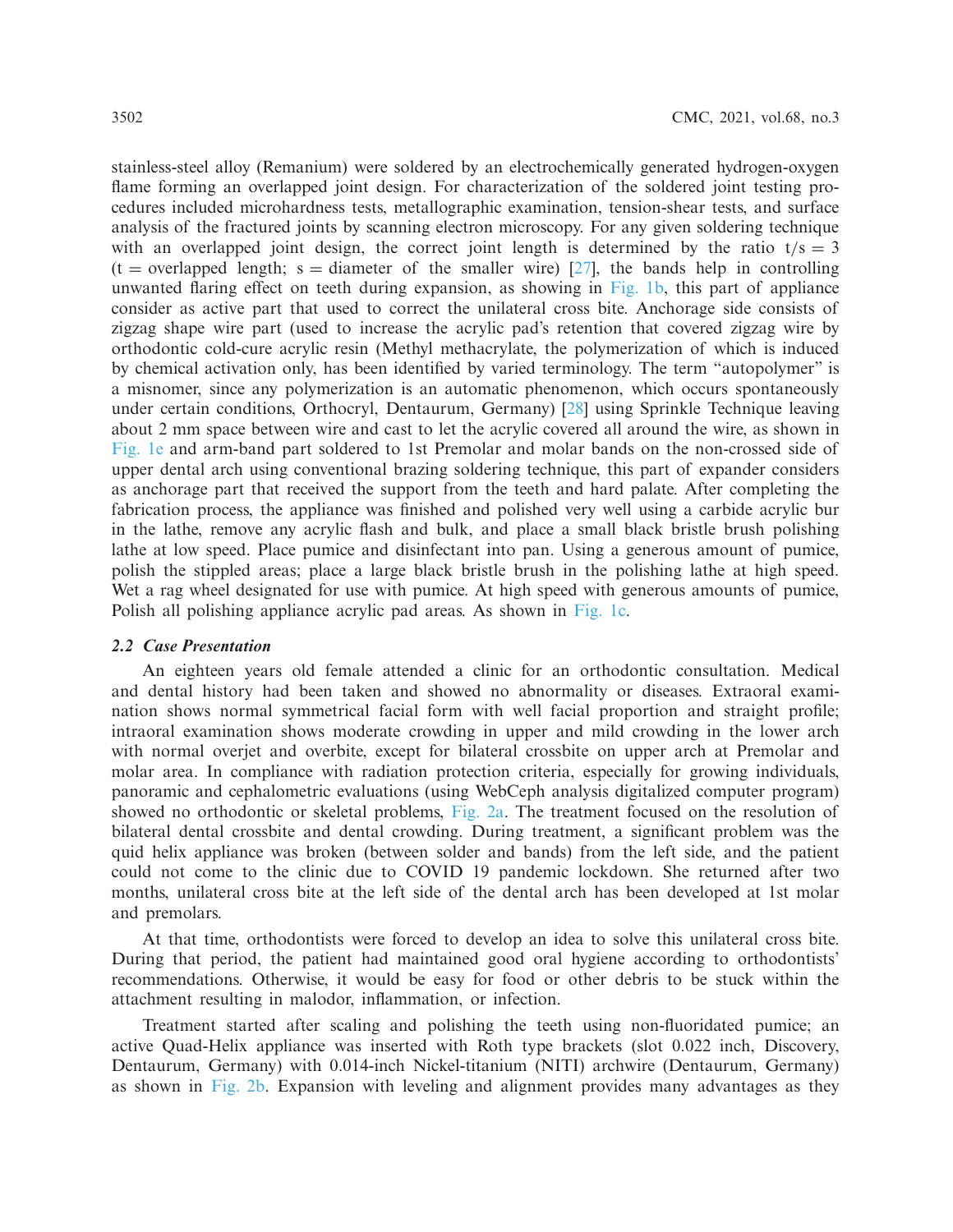stainless-steel alloy (Remanium) were soldered by an electrochemically generated hydrogen-oxygen flame forming an overlapped joint design. For characterization of the soldered joint testing procedures included microhardness tests, metallographic examination, tension-shear tests, and surface analysis of the fractured joints by scanning electron microscopy. For any given soldering technique with an overlapped joint design, the correct joint length is determined by the ratio $t/s = 3$ ($t$ = overlapped length; $s$ = diameter of the smaller wire) [27], the bands help in controlling unwanted flaring effect on teeth during expansion, as showing in Fig. 1b, this part of appliance consider as active part that used to correct the unilateral cross bite. Anchorage side consists of zigzag shape wire part (used to increase the acrylic pad's retention that covered zigzag wire by orthodontic cold-cure acrylic resin (Methyl methacrylate, the polymerization of which is induced by chemical activation only, has been identified by varied terminology. The term "autopolymer" is a misnomer, since any polymerization is an automatic phenomenon, which occurs spontaneously under certain conditions, Orthocryl, Dentaurum, Germany) [28] using Sprinkle Technique leaving about 2 mm space between wire and cast to let the acrylic covered all around the wire, as shown in Fig. 1e and arm-band part soldered to 1st Premolar and molar bands on the non-crossed side of upper dental arch using conventional brazing soldering technique, this part of expander considers as anchorage part that received the support from the teeth and hard palate. After completing the fabrication process, the appliance was finished and polished very well using a carbide acrylic bur in the lathe, remove any acrylic flash and bulk, and place a small black bristle brush polishing lathe at low speed. Place pumice and disinfectant into pan. Using a generous amount of pumice, polish the stippled areas; place a large black bristle brush in the polishing lathe at high speed. Wet a rag wheel designated for use with pumice. At high speed with generous amounts of pumice, Polish all polishing appliance acrylic pad areas. As shown in Fig. 1c.

### 2.2 Case Presentation

An eighteen years old female attended a clinic for an orthodontic consultation. Medical and dental history had been taken and showed no abnormality or diseases. Extraoral examination shows normal symmetrical facial form with well facial proportion and straight profile; intraoral examination shows moderate crowding in upper and mild crowding in the lower arch with normal overjet and overbite, except for bilateral crossbite on upper arch at Premolar and molar area. In compliance with radiation protection criteria, especially for growing individuals, panoramic and cephalometric evaluations (using WebCeph analysis digitalized computer program) showed no orthodontic or skeletal problems, Fig. 2a. The treatment focused on the resolution of bilateral dental crossbite and dental crowding. During treatment, a significant problem was the quid helix appliance was broken (between solder and bands) from the left side, and the patient could not come to the clinic due to COVID 19 pandemic lockdown. She returned after two months, unilateral cross bite at the left side of the dental arch has been developed at 1st molar and premolars.

At that time, orthodontists were forced to develop an idea to solve this unilateral cross bite. During that period, the patient had maintained good oral hygiene according to orthodontists' recommendations. Otherwise, it would be easy for food or other debris to be stuck within the attachment resulting in malodor, inflammation, or infection.

Treatment started after scaling and polishing the teeth using non-fluoridated pumice; an active Quad-Helix appliance was inserted with Roth type brackets (slot 0.022 inch, Discovery, Dentaurum, Germany) with 0.014-inch Nickel-titanium (NITI) archwire (Dentaurum, Germany) as shown in Fig. 2b. Expansion with leveling and alignment provides many advantages as they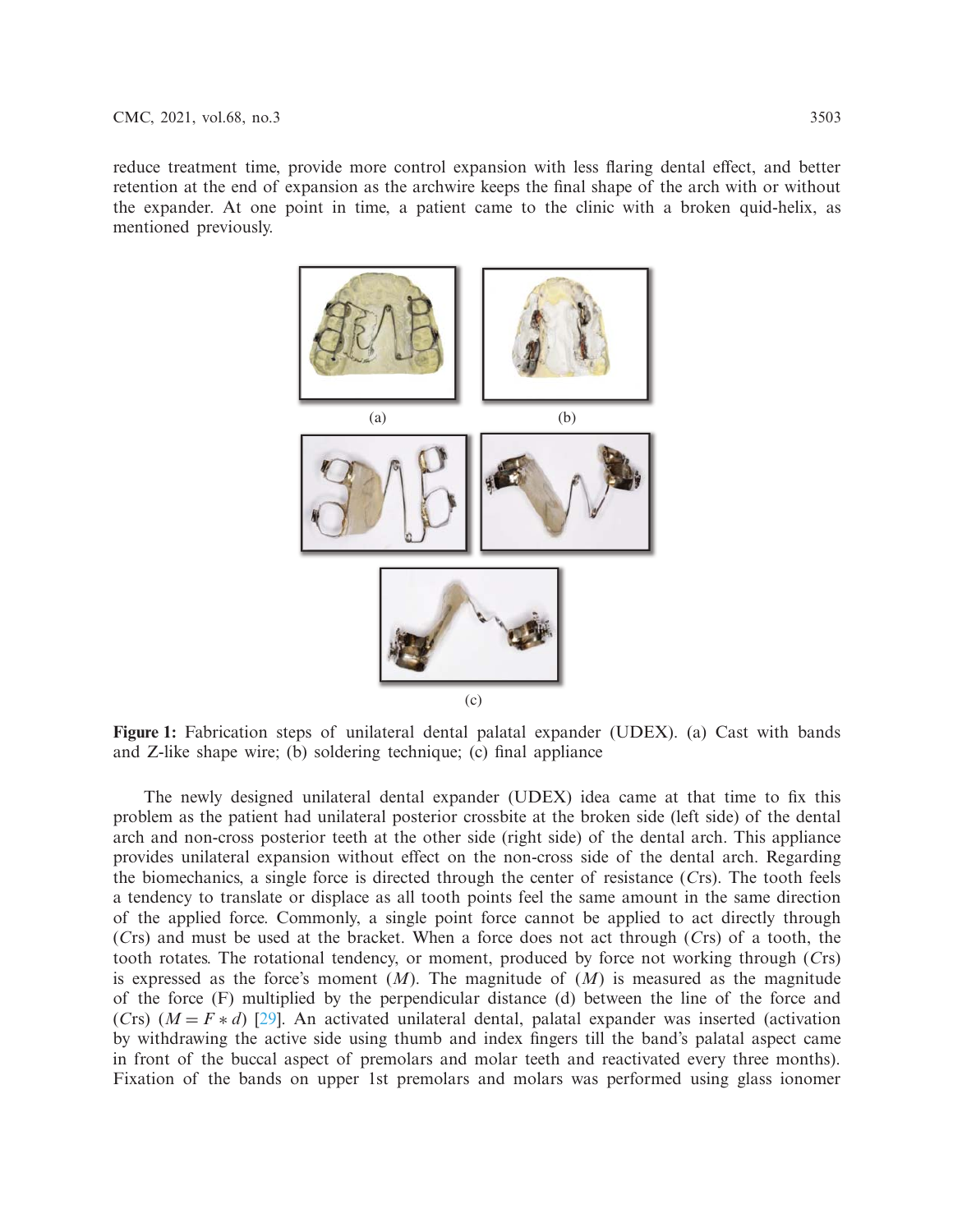reduce treatment time, provide more control expansion with less flaring dental effect, and better retention at the end of expansion as the archwire keeps the final shape of the arch with or without the expander. At one point in time, a patient came to the clinic with a broken quid-helix, as mentioned previously.

**Figure 1:** Fabrication steps of unilateral dental palatal expander (UDEX). (a) Cast with bands and Z-like shape wire; (b) soldering technique; (c) final appliance

The newly designed unilateral dental expander (UDEX) idea came at that time to fix this problem as the patient had unilateral posterior crossbite at the broken side (left side) of the dental arch and non-cross posterior teeth at the other side (right side) of the dental arch. This appliance provides unilateral expansion without effect on the non-cross side of the dental arch. Regarding the biomechanics, a single force is directed through the center of resistance (*C*rs). The tooth feels a tendency to translate or displace as all tooth points feel the same amount in the same direction of the applied force. Commonly, a single point force cannot be applied to act directly through (*C*rs) and must be used at the bracket. When a force does not act through (*C*rs) of a tooth, the tooth rotates. The rotational tendency, or moment, produced by force not working through (*C*rs) is expressed as the force's moment ($M$). The magnitude of ($M$) is measured as the magnitude of the force (F) multiplied by the perpendicular distance (d) between the line of the force and (*C*rs) ($M = F * d$) [29]. An activated unilateral dental, palatal expander was inserted (activation by withdrawing the active side using thumb and index fingers till the band's palatal aspect came in front of the buccal aspect of premolars and molar teeth and reactivated every three months). Fixation of the bands on upper 1st premolars and molars was performed using glass ionomer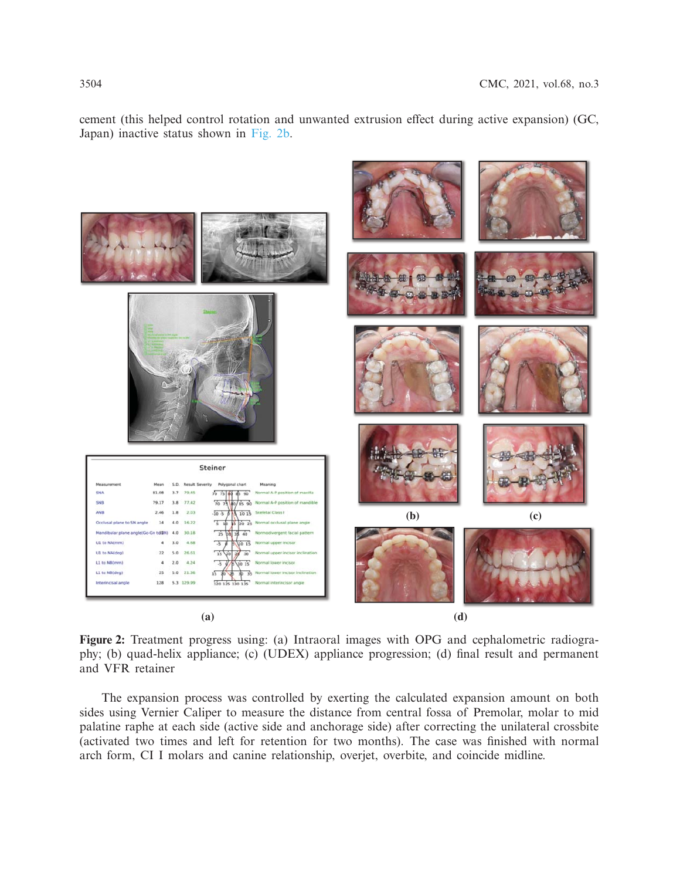cement (this helped control rotation and unwanted extrusion effect during active expansion) (GC, Japan) inactive status shown in Fig. 2b.

**Figure 2:** Treatment progress using: (a) Intraoral images with OPG and cephalometric radiography; (b) quad-helix appliance; (c) (UDEX) appliance progression; (d) final result and permanent and VFR retainer

The expansion process was controlled by exerting the calculated expansion amount on both sides using Vernier Caliper to measure the distance from central fossa of Premolar, molar to mid palatine raphe at each side (active side and anchorage side) after correcting the unilateral crossbite (activated two times and left for retention for two months). The case was finished with normal arch form, Cl I molars and canine relationship, overjet, overbite, and coincide midline.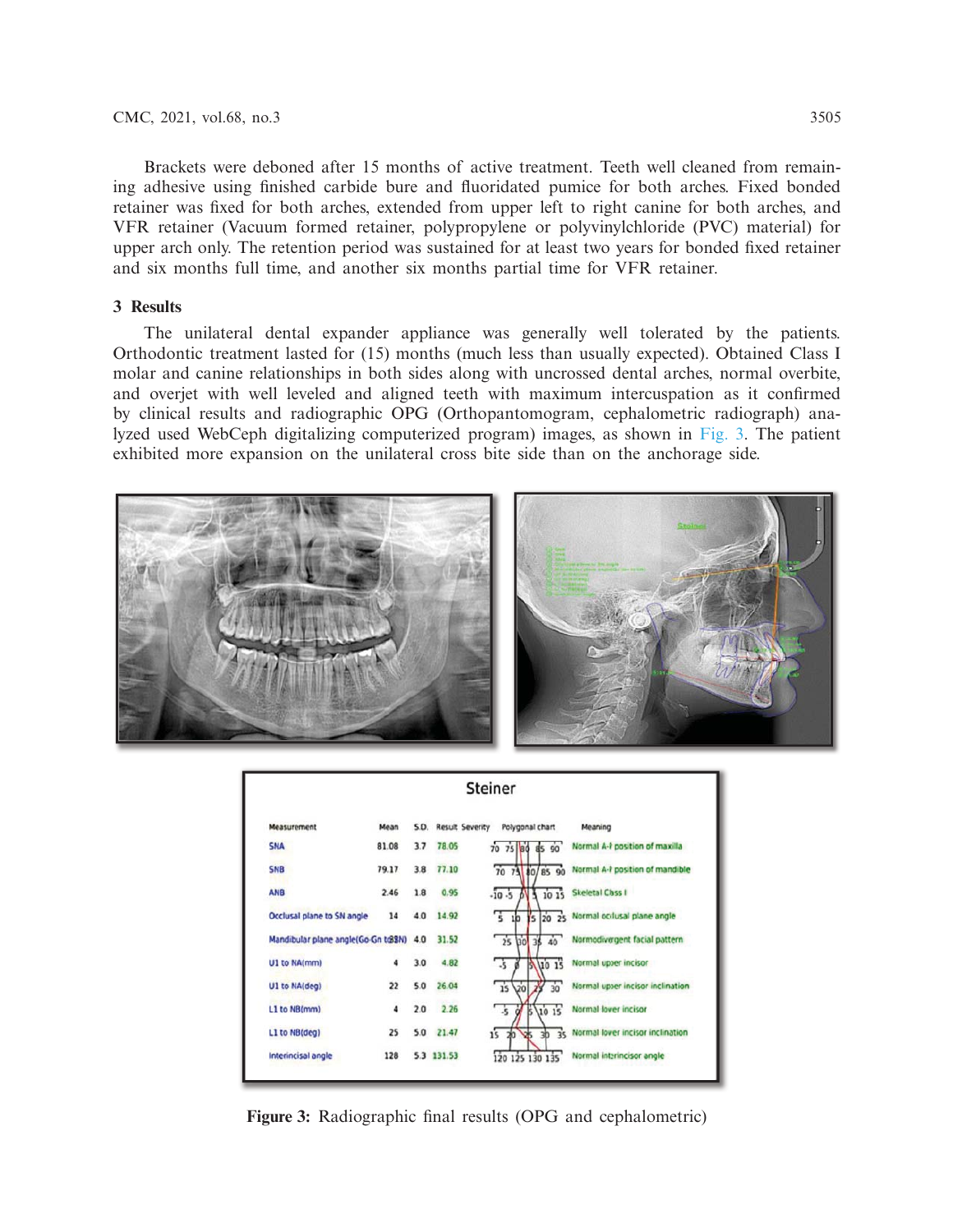Brackets were deboned after 15 months of active treatment. Teeth well cleaned from remaining adhesive using finished carbide bure and fluoridated pumice for both arches. Fixed bonded retainer was fixed for both arches, extended from upper left to right canine for both arches, and VFR retainer (Vacuum formed retainer, polypropylene or polyvinylchloride (PVC) material) for upper arch only. The retention period was sustained for at least two years for bonded fixed retainer and six months full time, and another six months partial time for VFR retainer.

## 3 Results

The unilateral dental expander appliance was generally well tolerated by the patients. Orthodontic treatment lasted for (15) months (much less than usually expected). Obtained Class I molar and canine relationships in both sides along with uncrossed dental arches, normal overbite, and overjet with well leveled and aligned teeth with maximum intercuspation as it confirmed by clinical results and radiographic OPG (Orthopantomogram, cephalometric radiograph) analyzed used WebCeph digitalizing computerized program) images, as shown in Fig. 3. The patient exhibited more expansion on the unilateral cross bite side than on the anchorage side.

**Steiner**

| Measurement | Mean | S.D. | Result | Severity | Polygonal chart | Meaning |
|---|---|---|---|---|---|---|
| SNA | 81.08 | 3.7 | 78.05 | | 70 75 80 85 90 | Normal A-P position of maxilla |
| SNB | 79.17 | 3.8 | 77.10 | | 70 75 80 85 90 | Normal A-P position of mandible |
| ANB | 2.46 | 1.8 | 0.95 | | -10 -5 0 5 10 15 | Skeletal Class I |
| Occlusal plane to SN angle | 14 | 4.0 | 14.92 | | 5 10 15 20 25 | Normal occlusal plane angle |
| Mandibular plane angle(Go-Gn to SN) | 33 | 4.0 | 31.52 | | 25 30 35 40 | Normodivergent facial pattern |
| U1 to NA(mm) | 4 | 3.0 | 4.82 | | -5 0 5 10 15 | Normal upper incisor |
| U1 to NA(deg) | 22 | 5.0 | 26.04 | | 15 20 25 30 | Normal upper incisor inclination |
| L1 to NB(mm) | 4 | 2.0 | 2.26 | | -5 0 5 10 15 | Normal lower incisor |
| L1 to NB(deg) | 25 | 5.0 | 21.47 | | 15 20 25 30 35 | Normal lower incisor inclination |
| Interincisal angle | 128 | 5.3 | 131.53 | | 120 125 130 135 | Normal intrincisor angle |

**Figure 3:** Radiographic final results (OPG and cephalometric)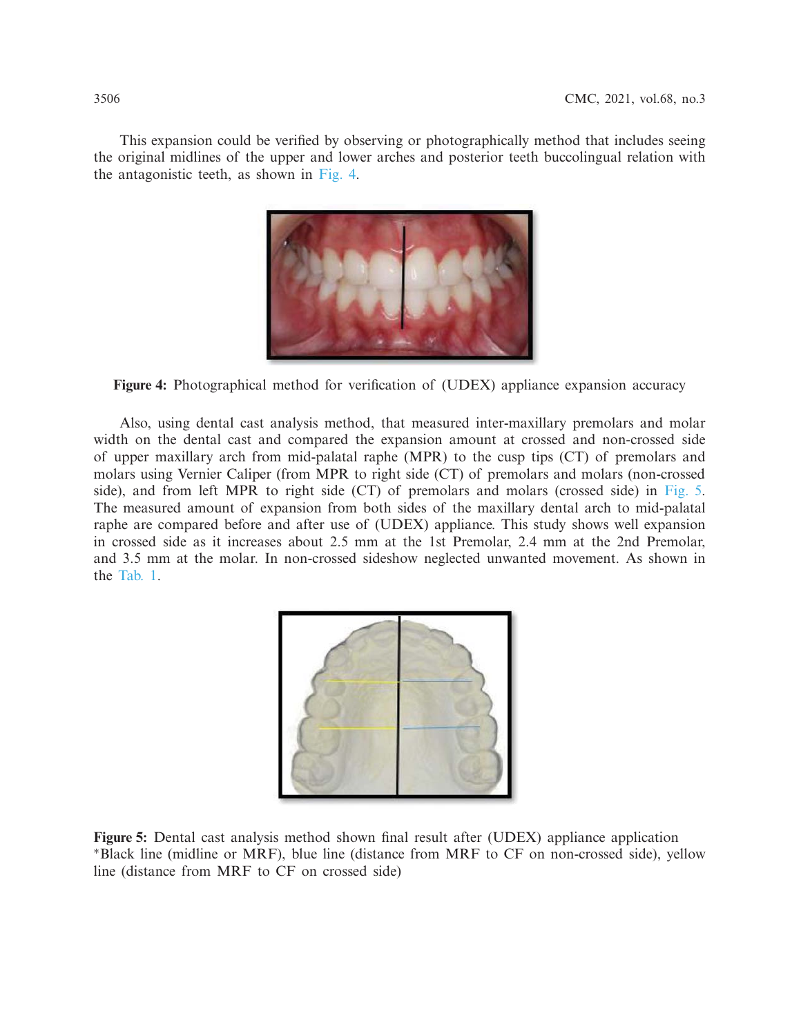This expansion could be verified by observing or photographically method that includes seeing the original midlines of the upper and lower arches and posterior teeth buccolingual relation with the antagonistic teeth, as shown in Fig. 4.

**Figure 4:** Photographical method for verification of (UDEX) appliance expansion accuracy

Also, using dental cast analysis method, that measured inter-maxillary premolars and molar width on the dental cast and compared the expansion amount at crossed and non-crossed side of upper maxillary arch from mid-palatal raphe (MPR) to the cusp tips (CT) of premolars and molars using Vernier Caliper (from MPR to right side (CT) of premolars and molars (non-crossed side), and from left MPR to right side (CT) of premolars and molars (crossed side) in Fig. 5. The measured amount of expansion from both sides of the maxillary dental arch to mid-palatal raphe are compared before and after use of (UDEX) appliance. This study shows well expansion in crossed side as it increases about 2.5 mm at the 1st Premolar, 2.4 mm at the 2nd Premolar, and 3.5 mm at the molar. In non-crossed sideshow neglected unwanted movement. As shown in the Tab. 1.

**Figure 5:** Dental cast analysis method shown final result after (UDEX) appliance application
*Black line (midline or MRF), blue line (distance from MRF to CF on non-crossed side), yellow line (distance from MRF to CF on crossed side)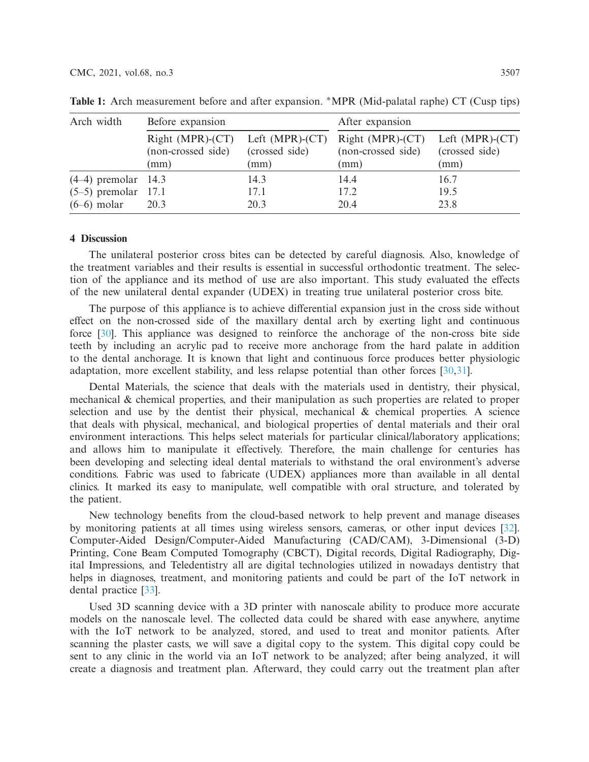**Table 1:** Arch measurement before and after expansion. *MPR (Mid-palatal raphe) CT (Cusp tips)

| Arch width | Before expansion | | After expansion | |
|---|---|---|---|---|
| | Right (MPR)-(CT) (non-crossed side) (mm) | Left (MPR)-(CT) (crossed side) (mm) | Right (MPR)-(CT) (non-crossed side) (mm) | Left (MPR)-(CT) (crossed side) (mm) |
| (4–4) premolar | 14.3 | 14.3 | 14.4 | 16.7 |
| (5–5) premolar | 17.1 | 17.1 | 17.2 | 19.5 |
| (6–6) molar | 20.3 | 20.3 | 20.4 | 23.8 |

## 4 Discussion

The unilateral posterior cross bites can be detected by careful diagnosis. Also, knowledge of the treatment variables and their results is essential in successful orthodontic treatment. The selection of the appliance and its method of use are also important. This study evaluated the effects of the new unilateral dental expander (UDEX) in treating true unilateral posterior cross bite.

The purpose of this appliance is to achieve differential expansion just in the cross side without effect on the non-crossed side of the maxillary dental arch by exerting light and continuous force [30]. This appliance was designed to reinforce the anchorage of the non-cross bite side teeth by including an acrylic pad to receive more anchorage from the hard palate in addition to the dental anchorage. It is known that light and continuous force produces better physiologic adaptation, more excellent stability, and less relapse potential than other forces [30,31].

Dental Materials, the science that deals with the materials used in dentistry, their physical, mechanical & chemical properties, and their manipulation as such properties are related to proper selection and use by the dentist their physical, mechanical & chemical properties. A science that deals with physical, mechanical, and biological properties of dental materials and their oral environment interactions. This helps select materials for particular clinical/laboratory applications; and allows him to manipulate it effectively. Therefore, the main challenge for centuries has been developing and selecting ideal dental materials to withstand the oral environment's adverse conditions. Fabric was used to fabricate (UDEX) appliances more than available in all dental clinics. It marked its easy to manipulate, well compatible with oral structure, and tolerated by the patient.

New technology benefits from the cloud-based network to help prevent and manage diseases by monitoring patients at all times using wireless sensors, cameras, or other input devices [32]. Computer-Aided Design/Computer-Aided Manufacturing (CAD/CAM), 3-Dimensional (3-D) Printing, Cone Beam Computed Tomography (CBCT), Digital records, Digital Radiography, Digital Impressions, and Teledentistry all are digital technologies utilized in nowadays dentistry that helps in diagnoses, treatment, and monitoring patients and could be part of the IoT network in dental practice [33].

Used 3D scanning device with a 3D printer with nanoscale ability to produce more accurate models on the nanoscale level. The collected data could be shared with ease anywhere, anytime with the IoT network to be analyzed, stored, and used to treat and monitor patients. After scanning the plaster casts, we will save a digital copy to the system. This digital copy could be sent to any clinic in the world via an IoT network to be analyzed; after being analyzed, it will create a diagnosis and treatment plan. Afterward, they could carry out the treatment plan after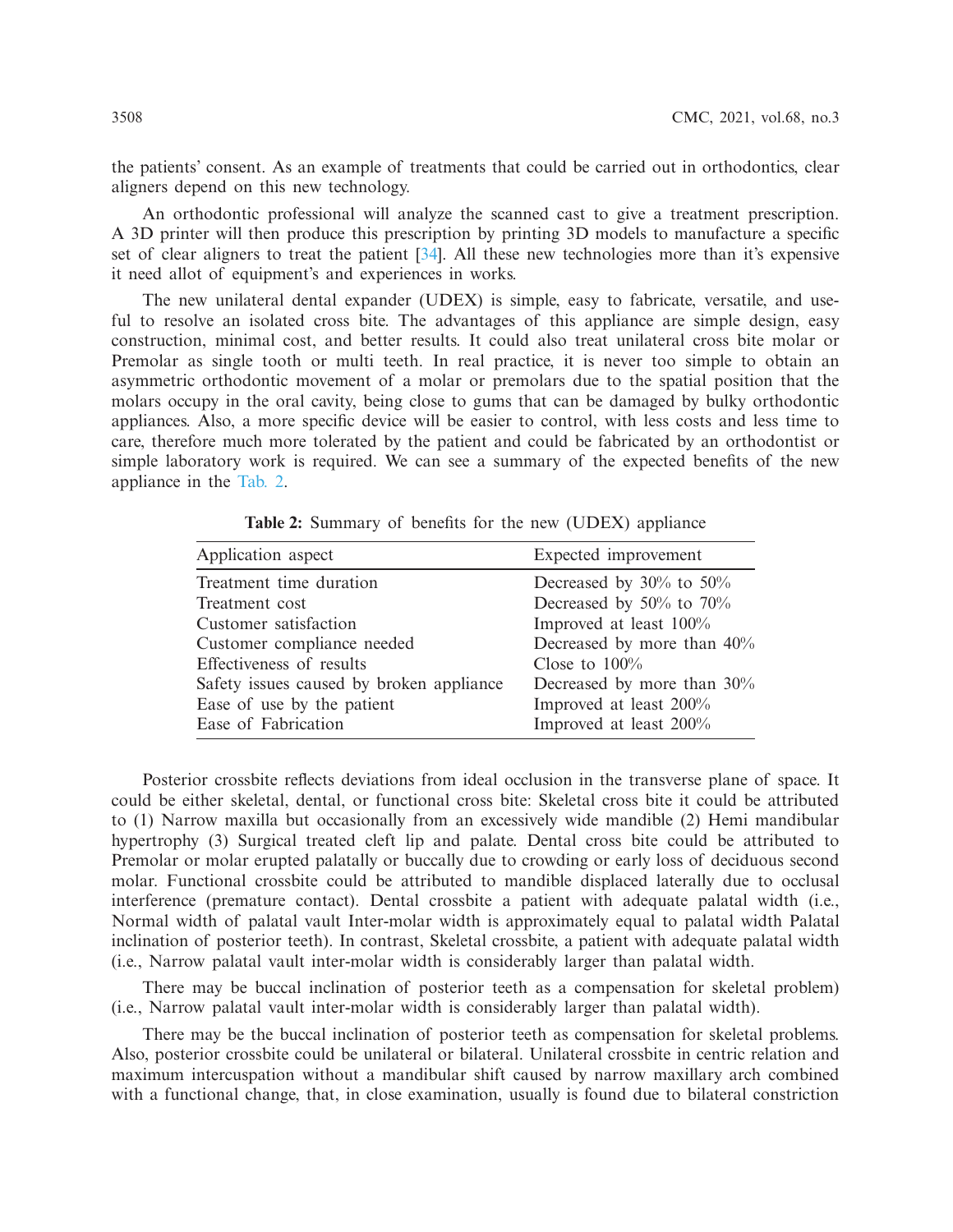the patients' consent. As an example of treatments that could be carried out in orthodontics, clear aligners depend on this new technology.

An orthodontic professional will analyze the scanned cast to give a treatment prescription. A 3D printer will then produce this prescription by printing 3D models to manufacture a specific set of clear aligners to treat the patient [34]. All these new technologies more than it's expensive it need allot of equipment's and experiences in works.

The new unilateral dental expander (UDEX) is simple, easy to fabricate, versatile, and useful to resolve an isolated cross bite. The advantages of this appliance are simple design, easy construction, minimal cost, and better results. It could also treat unilateral cross bite molar or Premolar as single tooth or multi teeth. In real practice, it is never too simple to obtain an asymmetric orthodontic movement of a molar or premolars due to the spatial position that the molars occupy in the oral cavity, being close to gums that can be damaged by bulky orthodontic appliances. Also, a more specific device will be easier to control, with less costs and less time to care, therefore much more tolerated by the patient and could be fabricated by an orthodontist or simple laboratory work is required. We can see a summary of the expected benefits of the new appliance in the Tab. 2.

**Table 2:** Summary of benefits for the new (UDEX) appliance

| Application aspect | Expected improvement |
|---|---|
| Treatment time duration | Decreased by 30% to 50% |
| Treatment cost | Decreased by 50% to 70% |
| Customer satisfaction | Improved at least 100% |
| Customer compliance needed | Decreased by more than 40% |
| Effectiveness of results | Close to 100% |
| Safety issues caused by broken appliance | Decreased by more than 30% |
| Ease of use by the patient | Improved at least 200% |
| Ease of Fabrication | Improved at least 200% |

Posterior crossbite reflects deviations from ideal occlusion in the transverse plane of space. It could be either skeletal, dental, or functional cross bite: Skeletal cross bite it could be attributed to (1) Narrow maxilla but occasionally from an excessively wide mandible (2) Hemi mandibular hypertrophy (3) Surgical treated cleft lip and palate. Dental cross bite could be attributed to Premolar or molar erupted palatally or buccally due to crowding or early loss of deciduous second molar. Functional crossbite could be attributed to mandible displaced laterally due to occlusal interference (premature contact). Dental crossbite a patient with adequate palatal width (i.e., Normal width of palatal vault Inter-molar width is approximately equal to palatal width Palatal inclination of posterior teeth). In contrast, Skeletal crossbite, a patient with adequate palatal width (i.e., Narrow palatal vault inter-molar width is considerably larger than palatal width.

There may be buccal inclination of posterior teeth as a compensation for skeletal problem) (i.e., Narrow palatal vault inter-molar width is considerably larger than palatal width).

There may be the buccal inclination of posterior teeth as compensation for skeletal problems. Also, posterior crossbite could be unilateral or bilateral. Unilateral crossbite in centric relation and maximum intercuspation without a mandibular shift caused by narrow maxillary arch combined with a functional change, that, in close examination, usually is found due to bilateral constriction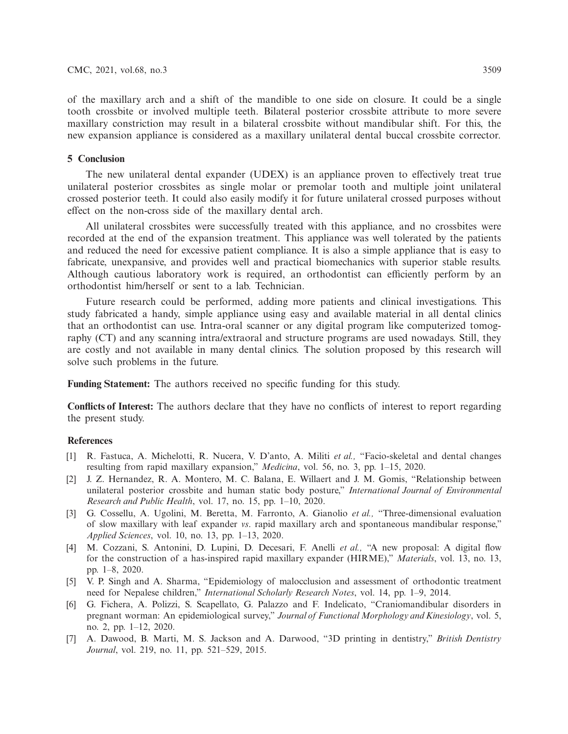of the maxillary arch and a shift of the mandible to one side on closure. It could be a single tooth crossbite or involved multiple teeth. Bilateral posterior crossbite attribute to more severe maxillary constriction may result in a bilateral crossbite without mandibular shift. For this, the new expansion appliance is considered as a maxillary unilateral dental buccal crossbite corrector.

## 5 Conclusion

The new unilateral dental expander (UDEX) is an appliance proven to effectively treat true unilateral posterior crossbites as single molar or premolar tooth and multiple joint unilateral crossed posterior teeth. It could also easily modify it for future unilateral crossed purposes without effect on the non-cross side of the maxillary dental arch.

All unilateral crossbites were successfully treated with this appliance, and no crossbites were recorded at the end of the expansion treatment. This appliance was well tolerated by the patients and reduced the need for excessive patient compliance. It is also a simple appliance that is easy to fabricate, unexpansive, and provides well and practical biomechanics with superior stable results. Although cautious laboratory work is required, an orthodontist can efficiently perform by an orthodontist him/herself or sent to a lab. Technician.

Future research could be performed, adding more patients and clinical investigations. This study fabricated a handy, simple appliance using easy and available material in all dental clinics that an orthodontist can use. Intra-oral scanner or any digital program like computerized tomography (CT) and any scanning intra/extraoral and structure programs are used nowadays. Still, they are costly and not available in many dental clinics. The solution proposed by this research will solve such problems in the future.

**Funding Statement:** The authors received no specific funding for this study.

**Conflicts of Interest:** The authors declare that they have no conflicts of interest to report regarding the present study.

## References

[1] R. Fastuca, A. Michelotti, R. Nucera, V. D'anto, A. Militi *et al.,* "Facio-skeletal and dental changes resulting from rapid maxillary expansion," *Medicina*, vol. 56, no. 3, pp. 1–15, 2020.

[2] J. Z. Hernandez, R. A. Montero, M. C. Balana, E. Willaert and J. M. Gomis, "Relationship between unilateral posterior crossbite and human static body posture," *International Journal of Environmental Research and Public Health*, vol. 17, no. 15, pp. 1–10, 2020.

[3] G. Cossellu, A. Ugolini, M. Beretta, M. Farronto, A. Gianolio *et al.,* "Three-dimensional evaluation of slow maxillary with leaf expander *vs.* rapid maxillary arch and spontaneous mandibular response," *Applied Sciences*, vol. 10, no. 13, pp. 1–13, 2020.

[4] M. Cozzani, S. Antonini, D. Lupini, D. Decesari, F. Anelli *et al.,* "A new proposal: A digital flow for the construction of a has-inspired rapid maxillary expander (HIRME)," *Materials*, vol. 13, no. 13, pp. 1–8, 2020.

[5] V. P. Singh and A. Sharma, "Epidemiology of malocclusion and assessment of orthodontic treatment need for Nepalese children," *International Scholarly Research Notes*, vol. 14, pp. 1–9, 2014.

[6] G. Fichera, A. Polizzi, S. Scapellato, G. Palazzo and F. Indelicato, "Craniomandibular disorders in pregnant worman: An epidemiological survey," *Journal of Functional Morphology and Kinesiology*, vol. 5, no. 2, pp. 1–12, 2020.

[7] A. Dawood, B. Marti, M. S. Jackson and A. Darwood, "3D printing in dentistry," *British Dentistry Journal*, vol. 219, no. 11, pp. 521–529, 2015.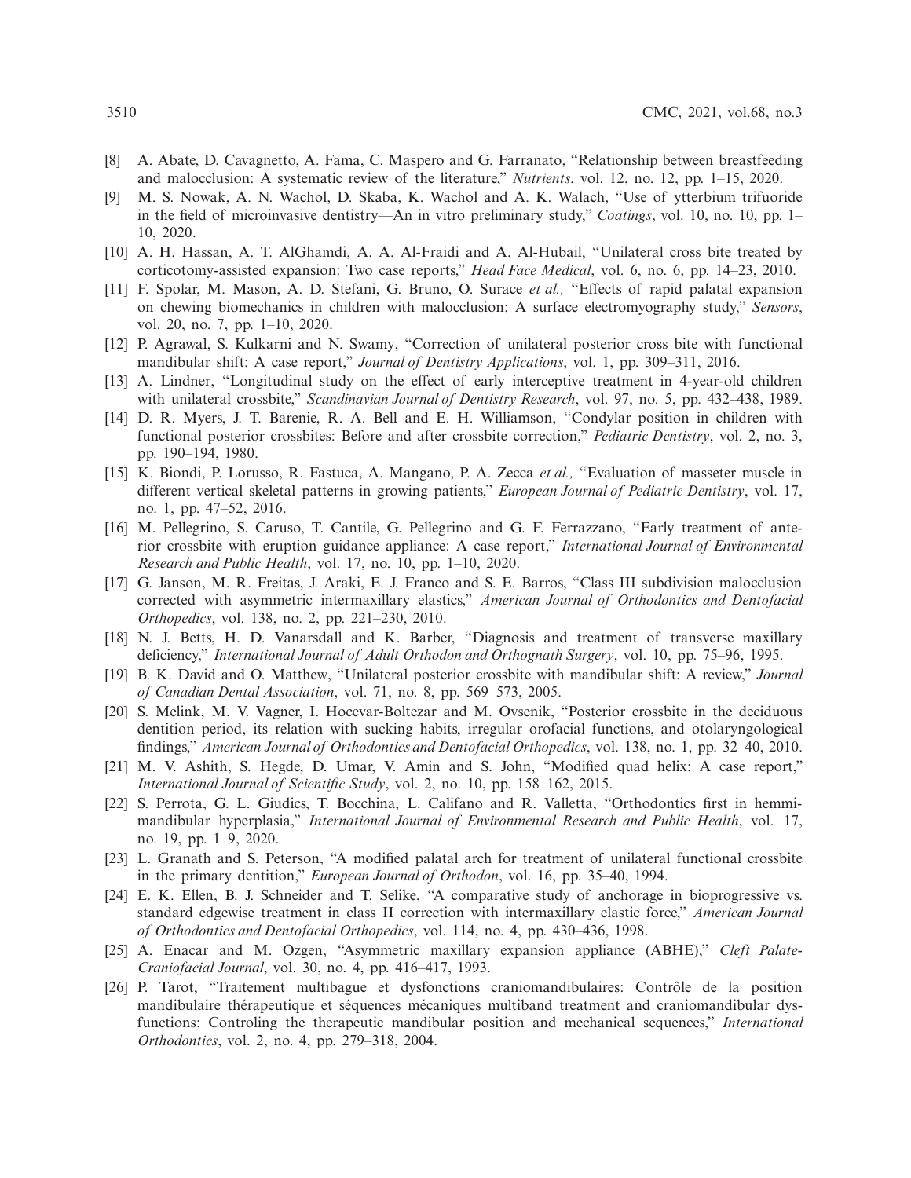[8] A. Abate, D. Cavagnetto, A. Fama, C. Maspero and G. Farranato, "Relationship between breastfeeding and malocclusion: A systematic review of the literature," *Nutrients*, vol. 12, no. 12, pp. 1–15, 2020.

[9] M. S. Nowak, A. N. Wachol, D. Skaba, K. Wachol and A. K. Walach, "Use of ytterbium trifuoride in the field of microinvasive dentistry—An in vitro preliminary study," *Coatings*, vol. 10, no. 10, pp. 1–10, 2020.

[10] A. H. Hassan, A. T. AlGhamdi, A. A. Al-Fraidi and A. Al-Hubail, "Unilateral cross bite treated by corticotomy-assisted expansion: Two case reports," *Head Face Medical*, vol. 6, no. 6, pp. 14–23, 2010.

[11] F. Spolar, M. Mason, A. D. Stefani, G. Bruno, O. Surace *et al.,* "Effects of rapid palatal expansion on chewing biomechanics in children with malocclusion: A surface electromyography study," *Sensors*, vol. 20, no. 7, pp. 1–10, 2020.

[12] P. Agrawal, S. Kulkarni and N. Swamy, "Correction of unilateral posterior cross bite with functional mandibular shift: A case report," *Journal of Dentistry Applications*, vol. 1, pp. 309–311, 2016.

[13] A. Lindner, "Longitudinal study on the effect of early interceptive treatment in 4-year-old children with unilateral crossbite," *Scandinavian Journal of Dentistry Research*, vol. 97, no. 5, pp. 432–438, 1989.

[14] D. R. Myers, J. T. Barenie, R. A. Bell and E. H. Williamson, "Condylar position in children with functional posterior crossbites: Before and after crossbite correction," *Pediatric Dentistry*, vol. 2, no. 3, pp. 190–194, 1980.

[15] K. Biondi, P. Lorusso, R. Fastuca, A. Mangano, P. A. Zecca *et al.,* "Evaluation of masseter muscle in different vertical skeletal patterns in growing patients," *European Journal of Pediatric Dentistry*, vol. 17, no. 1, pp. 47–52, 2016.

[16] M. Pellegrino, S. Caruso, T. Cantile, G. Pellegrino and G. F. Ferrazzano, "Early treatment of anterior crossbite with eruption guidance appliance: A case report," *International Journal of Environmental Research and Public Health*, vol. 17, no. 10, pp. 1–10, 2020.

[17] G. Janson, M. R. Freitas, J. Araki, E. J. Franco and S. E. Barros, "Class III subdivision malocclusion corrected with asymmetric intermaxillary elastics," *American Journal of Orthodontics and Dentofacial Orthopedics*, vol. 138, no. 2, pp. 221–230, 2010.

[18] N. J. Betts, H. D. Vanarsdall and K. Barber, "Diagnosis and treatment of transverse maxillary deficiency," *International Journal of Adult Orthodon and Orthognath Surgery*, vol. 10, pp. 75–96, 1995.

[19] B. K. David and O. Matthew, "Unilateral posterior crossbite with mandibular shift: A review," *Journal of Canadian Dental Association*, vol. 71, no. 8, pp. 569–573, 2005.

[20] S. Melink, M. V. Vagner, I. Hocevar-Boltezar and M. Ovsenik, "Posterior crossbite in the deciduous dentition period, its relation with sucking habits, irregular orofacial functions, and otolaryngological findings," *American Journal of Orthodontics and Dentofacial Orthopedics*, vol. 138, no. 1, pp. 32–40, 2010.

[21] M. V. Ashith, S. Hegde, D. Umar, V. Amin and S. John, "Modified quad helix: A case report," *International Journal of Scientific Study*, vol. 2, no. 10, pp. 158–162, 2015.

[22] S. Perrota, G. L. Giudics, T. Bocchina, L. Califano and R. Valletta, "Orthodontics first in hemmi-mandibular hyperplasia," *International Journal of Environmental Research and Public Health*, vol. 17, no. 19, pp. 1–9, 2020.

[23] L. Granath and S. Peterson, "A modified palatal arch for treatment of unilateral functional crossbite in the primary dentition," *European Journal of Orthodon*, vol. 16, pp. 35–40, 1994.

[24] E. K. Ellen, B. J. Schneider and T. Selike, "A comparative study of anchorage in bioprogressive vs. standard edgewise treatment in class II correction with intermaxillary elastic force," *American Journal of Orthodontics and Dentofacial Orthopedics*, vol. 114, no. 4, pp. 430–436, 1998.

[25] A. Enacar and M. Ozgen, "Asymmetric maxillary expansion appliance (ABHE)," *Cleft Palate-Craniofacial Journal*, vol. 30, no. 4, pp. 416–417, 1993.

[26] P. Tarot, "Traitement multibague et dysfonctions craniomandibulaires: Contrôle de la position mandibulaire thérapeutique et séquences mécaniques multiband treatment and craniomandibular dysfunctions: Controling the therapeutic mandibular position and mechanical sequences," *International Orthodontics*, vol. 2, no. 4, pp. 279–318, 2004.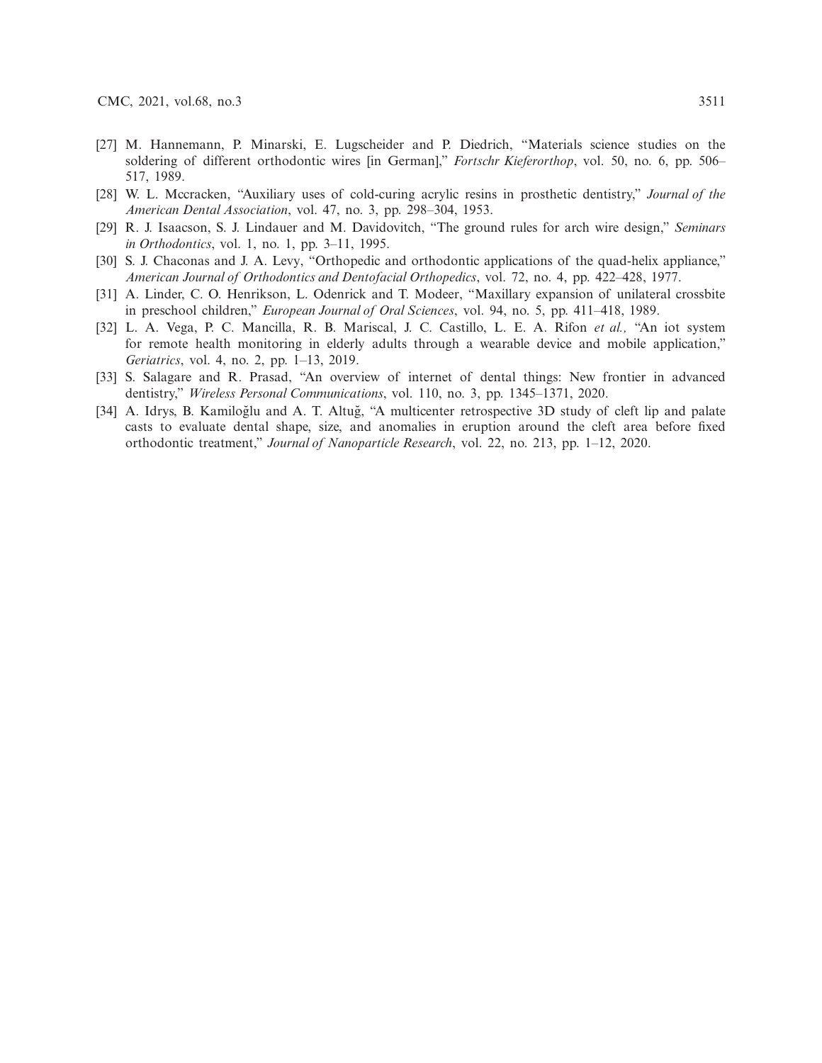[27] M. Hannemann, P. Minarski, E. Lugscheider and P. Diedrich, "Materials science studies on the soldering of different orthodontic wires [in German]," *Fortschr Kieferorthop*, vol. 50, no. 6, pp. 506–517, 1989.

[28] W. L. Mccracken, "Auxiliary uses of cold-curing acrylic resins in prosthetic dentistry," *Journal of the American Dental Association*, vol. 47, no. 3, pp. 298–304, 1953.

[29] R. J. Isaacson, S. J. Lindauer and M. Davidovitch, "The ground rules for arch wire design," *Seminars in Orthodontics*, vol. 1, no. 1, pp. 3–11, 1995.

[30] S. J. Chaconas and J. A. Levy, "Orthopedic and orthodontic applications of the quad-helix appliance," *American Journal of Orthodontics and Dentofacial Orthopedics*, vol. 72, no. 4, pp. 422–428, 1977.

[31] A. Linder, C. O. Henrikson, L. Odenrick and T. Modeer, "Maxillary expansion of unilateral crossbite in preschool children," *European Journal of Oral Sciences*, vol. 94, no. 5, pp. 411–418, 1989.

[32] L. A. Vega, P. C. Mancilla, R. B. Mariscal, J. C. Castillo, L. E. A. Rifon *et al.,* "An iot system for remote health monitoring in elderly adults through a wearable device and mobile application," *Geriatrics*, vol. 4, no. 2, pp. 1–13, 2019.

[33] S. Salagare and R. Prasad, "An overview of internet of dental things: New frontier in advanced dentistry," *Wireless Personal Communications*, vol. 110, no. 3, pp. 1345–1371, 2020.

[34] A. Idrys, B. Kamiloğlu and A. T. Altuğ, "A multicenter retrospective 3D study of cleft lip and palate casts to evaluate dental shape, size, and anomalies in eruption around the cleft area before fixed orthodontic treatment," *Journal of Nanoparticle Research*, vol. 22, no. 213, pp. 1–12, 2020.